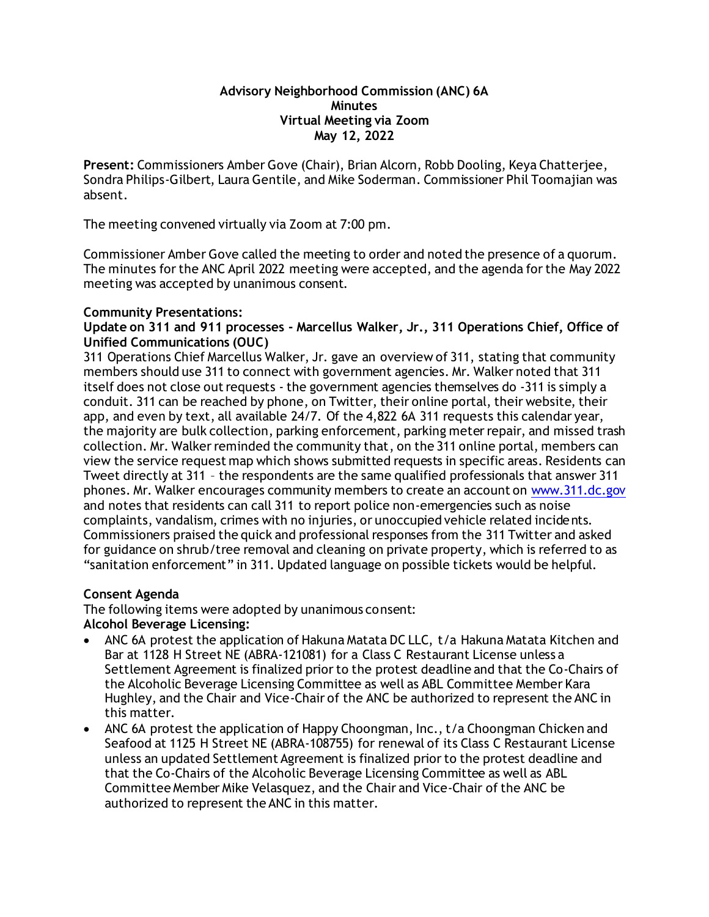**Advisory Neighborhood Commission (ANC) 6A**
**Minutes**
**Virtual Meeting via Zoom**
**May 12, 2022**

**Present:** Commissioners Amber Gove (Chair), Brian Alcorn, Robb Dooling, Keya Chatterjee, Sondra Philips-Gilbert, Laura Gentile, and Mike Soderman. Commissioner Phil Toomajian was absent.

The meeting convened virtually via Zoom at 7:00 pm.

Commissioner Amber Gove called the meeting to order and noted the presence of a quorum. The minutes for the ANC April 2022 meeting were accepted, and the agenda for the May 2022 meeting was accepted by unanimous consent.

**Community Presentations:**

**Update on 311 and 911 processes - Marcellus Walker, Jr., 311 Operations Chief, Office of Unified Communications (OUC)**

311 Operations Chief Marcellus Walker, Jr. gave an overview of 311, stating that community members should use 311 to connect with government agencies. Mr. Walker noted that 311 itself does not close out requests - the government agencies themselves do -311 is simply a conduit. 311 can be reached by phone, on Twitter, their online portal, their website, their app, and even by text, all available 24/7. Of the 4,822 6A 311 requests this calendar year, the majority are bulk collection, parking enforcement, parking meter repair, and missed trash collection. Mr. Walker reminded the community that, on the 311 online portal, members can view the service request map which shows submitted requests in specific areas. Residents can Tweet directly at 311 – the respondents are the same qualified professionals that answer 311 phones. Mr. Walker encourages community members to create an account on [www.311.dc.gov](www.311.dc.gov) and notes that residents can call 311 to report police non-emergencies such as noise complaints, vandalism, crimes with no injuries, or unoccupied vehicle related incidents. Commissioners praised the quick and professional responses from the 311 Twitter and asked for guidance on shrub/tree removal and cleaning on private property, which is referred to as "sanitation enforcement" in 311. Updated language on possible tickets would be helpful.

**Consent Agenda**

The following items were adopted by unanimous consent:

**Alcohol Beverage Licensing:**

- ANC 6A protest the application of Hakuna Matata DC LLC, t/a Hakuna Matata Kitchen and Bar at 1128 H Street NE (ABRA-121081) for a Class C Restaurant License unless a Settlement Agreement is finalized prior to the protest deadline and that the Co-Chairs of the Alcoholic Beverage Licensing Committee as well as ABL Committee Member Kara Hughley, and the Chair and Vice-Chair of the ANC be authorized to represent the ANC in this matter.
- ANC 6A protest the application of Happy Choongman, Inc., t/a Choongman Chicken and Seafood at 1125 H Street NE (ABRA-108755) for renewal of its Class C Restaurant License unless an updated Settlement Agreement is finalized prior to the protest deadline and that the Co-Chairs of the Alcoholic Beverage Licensing Committee as well as ABL Committee Member Mike Velasquez, and the Chair and Vice-Chair of the ANC be authorized to represent the ANC in this matter.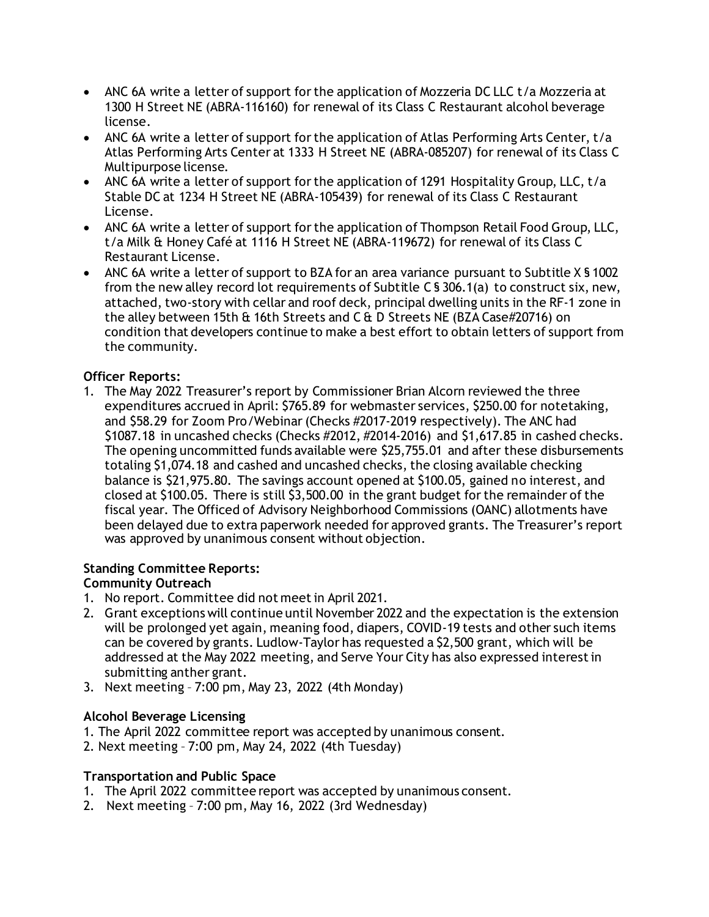- ANC 6A write a letter of support for the application of Mozzeria DC LLC t/a Mozzeria at 1300 H Street NE (ABRA-116160) for renewal of its Class C Restaurant alcohol beverage license.
- ANC 6A write a letter of support for the application of Atlas Performing Arts Center, t/a Atlas Performing Arts Center at 1333 H Street NE (ABRA-085207) for renewal of its Class C Multipurpose license.
- ANC 6A write a letter of support for the application of 1291 Hospitality Group, LLC, t/a Stable DC at 1234 H Street NE (ABRA-105439) for renewal of its Class C Restaurant License.
- ANC 6A write a letter of support for the application of Thompson Retail Food Group, LLC, t/a Milk & Honey Café at 1116 H Street NE (ABRA-119672) for renewal of its Class C Restaurant License.
- ANC 6A write a letter of support to BZA for an area variance pursuant to Subtitle X § 1002 from the new alley record lot requirements of Subtitle C § 306.1(a) to construct six, new, attached, two-story with cellar and roof deck, principal dwelling units in the RF-1 zone in the alley between 15th & 16th Streets and C & D Streets NE (BZA Case#20716) on condition that developers continue to make a best effort to obtain letters of support from the community.

**Officer Reports:**

1. The May 2022 Treasurer's report by Commissioner Brian Alcorn reviewed the three expenditures accrued in April: $765.89 for webmaster services, $250.00 for notetaking, and $58.29 for Zoom Pro/Webinar (Checks #2017-2019 respectively). The ANC had $1087.18 in uncashed checks (Checks #2012, #2014-2016) and $1,617.85 in cashed checks. The opening uncommitted funds available were $25,755.01 and after these disbursements totaling $1,074.18 and cashed and uncashed checks, the closing available checking balance is $21,975.80. The savings account opened at $100.05, gained no interest, and closed at $100.05. There is still $3,500.00 in the grant budget for the remainder of the fiscal year. The Officed of Advisory Neighborhood Commissions (OANC) allotments have been delayed due to extra paperwork needed for approved grants. The Treasurer's report was approved by unanimous consent without objection.

**Standing Committee Reports:**

**Community Outreach**

1. No report. Committee did not meet in April 2021.
2. Grant exceptions will continue until November 2022 and the expectation is the extension will be prolonged yet again, meaning food, diapers, COVID-19 tests and other such items can be covered by grants. Ludlow-Taylor has requested a $2,500 grant, which will be addressed at the May 2022 meeting, and Serve Your City has also expressed interest in submitting anther grant.
3. Next meeting – 7:00 pm, May 23, 2022 (4th Monday)

**Alcohol Beverage Licensing**

1. The April 2022 committee report was accepted by unanimous consent.
2. Next meeting – 7:00 pm, May 24, 2022 (4th Tuesday)

**Transportation and Public Space**

1. The April 2022 committee report was accepted by unanimous consent.
2. Next meeting – 7:00 pm, May 16, 2022 (3rd Wednesday)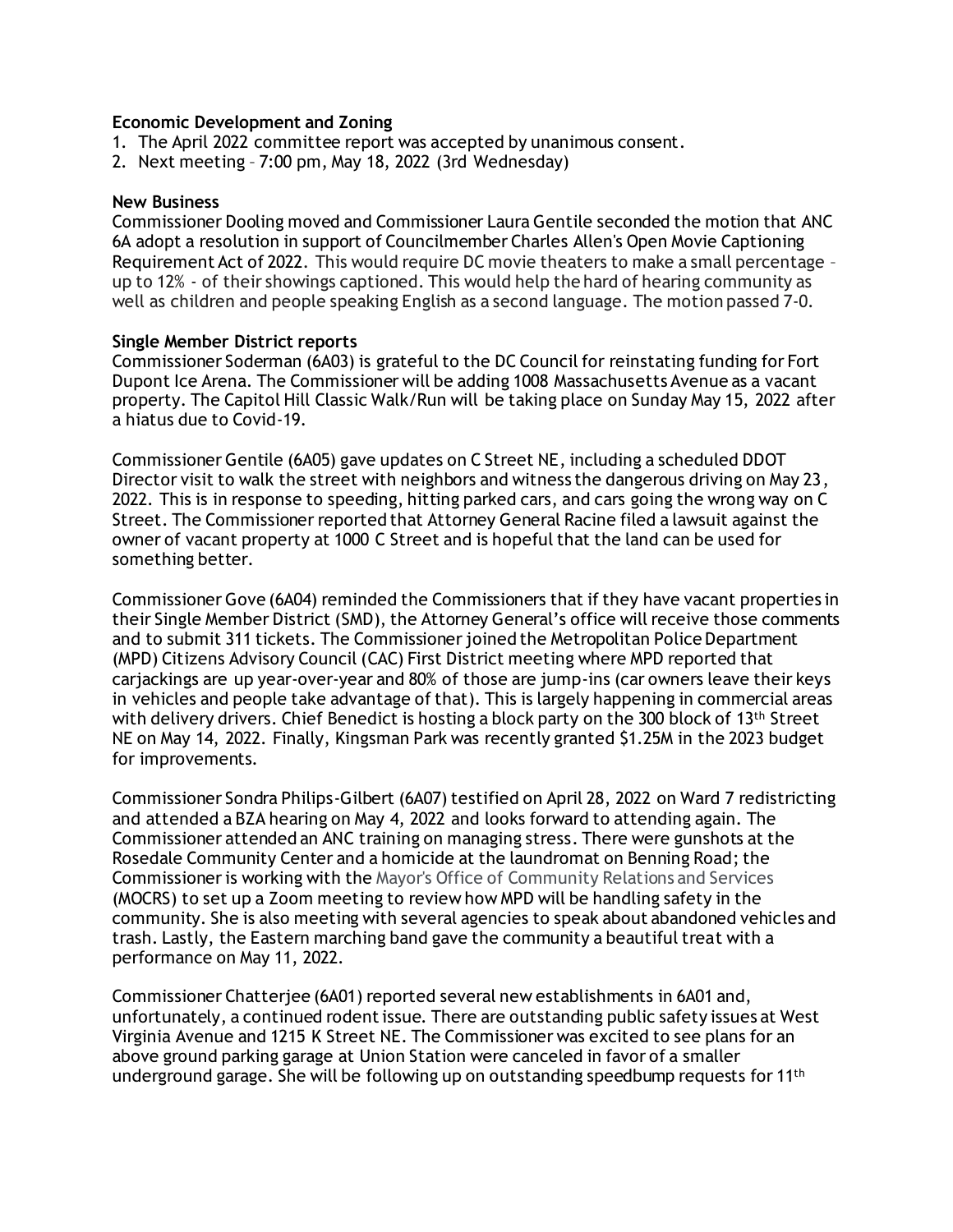**Economic Development and Zoning**

1. The April 2022 committee report was accepted by unanimous consent.
2. Next meeting – 7:00 pm, May 18, 2022 (3rd Wednesday)

**New Business**

Commissioner Dooling moved and Commissioner Laura Gentile seconded the motion that ANC 6A adopt a resolution in support of Councilmember Charles Allen's Open Movie Captioning Requirement Act of 2022. This would require DC movie theaters to make a small percentage – up to 12% - of their showings captioned. This would help the hard of hearing community as well as children and people speaking English as a second language. The motion passed 7-0.

**Single Member District reports**

Commissioner Soderman (6A03) is grateful to the DC Council for reinstating funding for Fort Dupont Ice Arena. The Commissioner will be adding 1008 Massachusetts Avenue as a vacant property. The Capitol Hill Classic Walk/Run will be taking place on Sunday May 15, 2022 after a hiatus due to Covid-19.

Commissioner Gentile (6A05) gave updates on C Street NE, including a scheduled DDOT Director visit to walk the street with neighbors and witness the dangerous driving on May 23, 2022. This is in response to speeding, hitting parked cars, and cars going the wrong way on C Street. The Commissioner reported that Attorney General Racine filed a lawsuit against the owner of vacant property at 1000 C Street and is hopeful that the land can be used for something better.

Commissioner Gove (6A04) reminded the Commissioners that if they have vacant properties in their Single Member District (SMD), the Attorney General's office will receive those comments and to submit 311 tickets. The Commissioner joined the Metropolitan Police Department (MPD) Citizens Advisory Council (CAC) First District meeting where MPD reported that carjackings are up year-over-year and 80% of those are jump-ins (car owners leave their keys in vehicles and people take advantage of that). This is largely happening in commercial areas with delivery drivers. Chief Benedict is hosting a block party on the 300 block of 13th Street NE on May 14, 2022. Finally, Kingsman Park was recently granted $1.25M in the 2023 budget for improvements.

Commissioner Sondra Philips-Gilbert (6A07) testified on April 28, 2022 on Ward 7 redistricting and attended a BZA hearing on May 4, 2022 and looks forward to attending again. The Commissioner attended an ANC training on managing stress. There were gunshots at the Rosedale Community Center and a homicide at the laundromat on Benning Road; the Commissioner is working with the Mayor's Office of Community Relations and Services (MOCRS) to set up a Zoom meeting to review how MPD will be handling safety in the community. She is also meeting with several agencies to speak about abandoned vehicles and trash. Lastly, the Eastern marching band gave the community a beautiful treat with a performance on May 11, 2022.

Commissioner Chatterjee (6A01) reported several new establishments in 6A01 and, unfortunately, a continued rodent issue. There are outstanding public safety issues at West Virginia Avenue and 1215 K Street NE. The Commissioner was excited to see plans for an above ground parking garage at Union Station were canceled in favor of a smaller underground garage. She will be following up on outstanding speedbump requests for 11th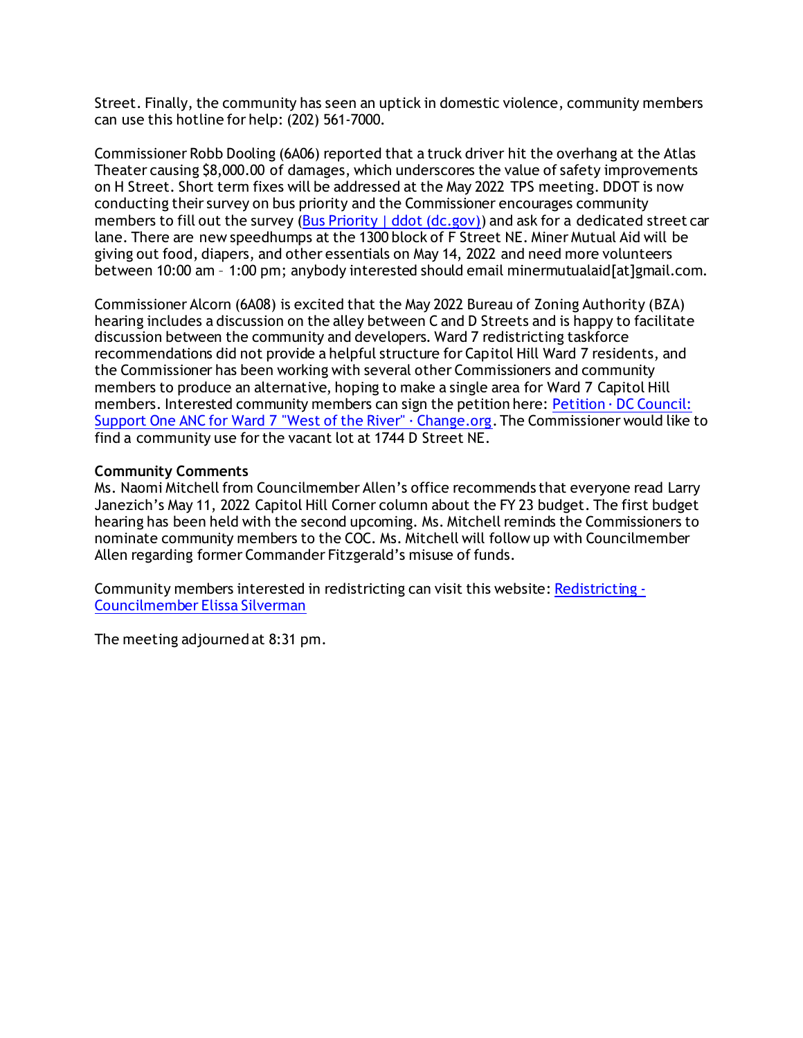Street. Finally, the community has seen an uptick in domestic violence, community members can use this hotline for help: (202) 561-7000.

Commissioner Robb Dooling (6A06) reported that a truck driver hit the overhang at the Atlas Theater causing $8,000.00 of damages, which underscores the value of safety improvements on H Street. Short term fixes will be addressed at the May 2022 TPS meeting. DDOT is now conducting their survey on bus priority and the Commissioner encourages community members to fill out the survey ([Bus Priority | ddot (dc.gov)]) and ask for a dedicated street car lane. There are new speedhumps at the 1300 block of F Street NE. Miner Mutual Aid will be giving out food, diapers, and other essentials on May 14, 2022 and need more volunteers between 10:00 am – 1:00 pm; anybody interested should email minermutualaid[at]gmail.com.

Commissioner Alcorn (6A08) is excited that the May 2022 Bureau of Zoning Authority (BZA) hearing includes a discussion on the alley between C and D Streets and is happy to facilitate discussion between the community and developers. Ward 7 redistricting taskforce recommendations did not provide a helpful structure for Capitol Hill Ward 7 residents, and the Commissioner has been working with several other Commissioners and community members to produce an alternative, hoping to make a single area for Ward 7 Capitol Hill members. Interested community members can sign the petition here: [Petition · DC Council: Support One ANC for Ward 7 "West of the River" · Change.org]. The Commissioner would like to find a community use for the vacant lot at 1744 D Street NE.

**Community Comments**

Ms. Naomi Mitchell from Councilmember Allen's office recommends that everyone read Larry Janezich's May 11, 2022 Capitol Hill Corner column about the FY 23 budget. The first budget hearing has been held with the second upcoming. Ms. Mitchell reminds the Commissioners to nominate community members to the COC. Ms. Mitchell will follow up with Councilmember Allen regarding former Commander Fitzgerald's misuse of funds.

Community members interested in redistricting can visit this website: [Redistricting - Councilmember Elissa Silverman]

The meeting adjourned at 8:31 pm.